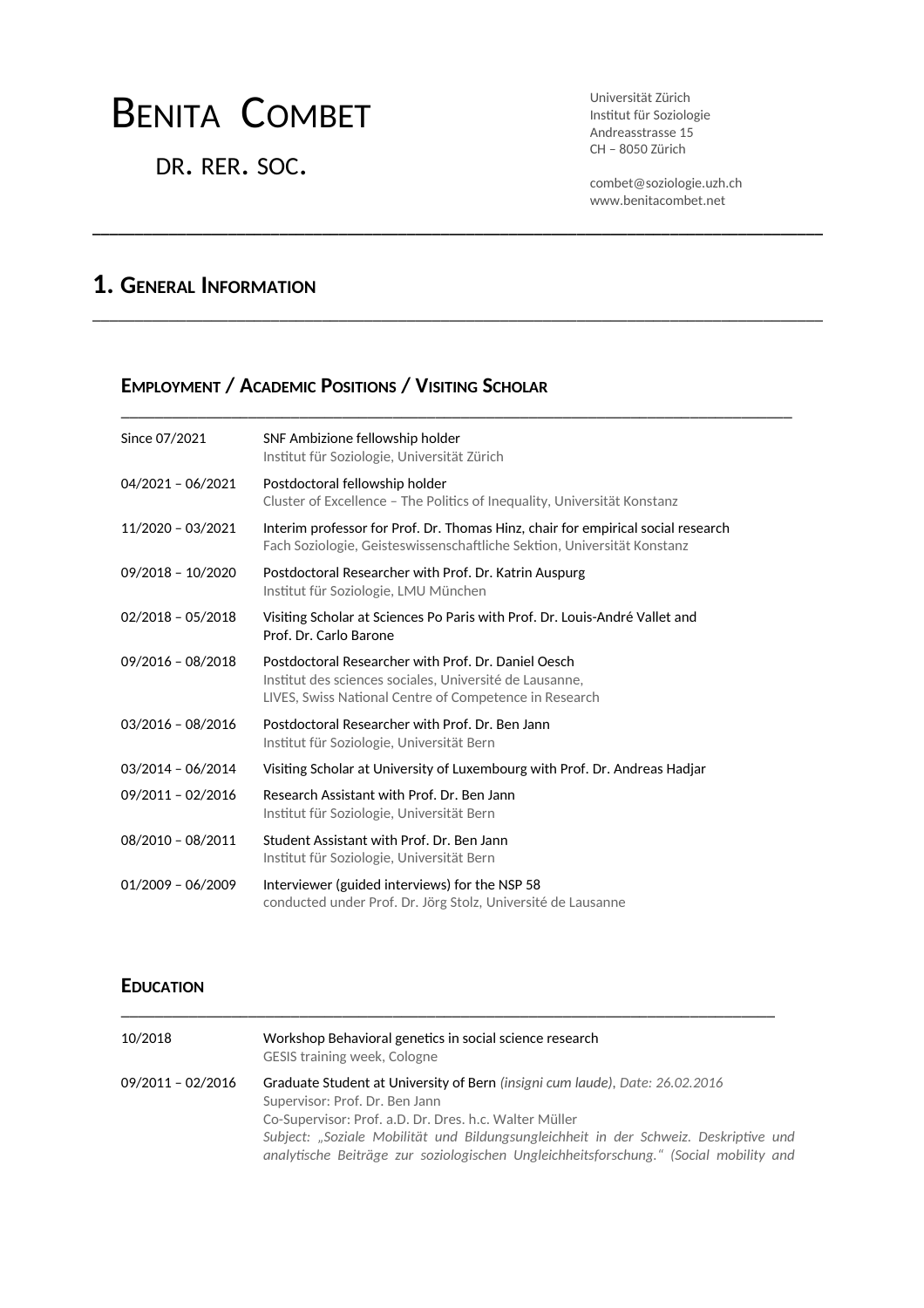# Benita Combet

## Dr. rer. soc.

Universität Zürich
Institut für Soziologie
Andreasstrasse 15
CH – 8050 Zürich

combet@soziologie.uzh.ch
www.benitacombet.net

## 1. General Information

### Employment / Academic Positions / Visiting Scholar

| | |
|---|---|
| Since 07/2021 | SNF Ambizione fellowship holder<br>Institut für Soziologie, Universität Zürich |
| 04/2021 – 06/2021 | Postdoctoral fellowship holder<br>Cluster of Excellence – The Politics of Inequality, Universität Konstanz |
| 11/2020 – 03/2021 | Interim professor for Prof. Dr. Thomas Hinz, chair for empirical social research<br>Fach Soziologie, Geisteswissenschaftliche Sektion, Universität Konstanz |
| 09/2018 – 10/2020 | Postdoctoral Researcher with Prof. Dr. Katrin Auspurg<br>Institut für Soziologie, LMU München |
| 02/2018 – 05/2018 | Visiting Scholar at Sciences Po Paris with Prof. Dr. Louis-André Vallet and Prof. Dr. Carlo Barone |
| 09/2016 – 08/2018 | Postdoctoral Researcher with Prof. Dr. Daniel Oesch<br>Institut des sciences sociales, Université de Lausanne,<br>LIVES, Swiss National Centre of Competence in Research |
| 03/2016 – 08/2016 | Postdoctoral Researcher with Prof. Dr. Ben Jann<br>Institut für Soziologie, Universität Bern |
| 03/2014 – 06/2014 | Visiting Scholar at University of Luxembourg with Prof. Dr. Andreas Hadjar |
| 09/2011 – 02/2016 | Research Assistant with Prof. Dr. Ben Jann<br>Institut für Soziologie, Universität Bern |
| 08/2010 – 08/2011 | Student Assistant with Prof. Dr. Ben Jann<br>Institut für Soziologie, Universität Bern |
| 01/2009 – 06/2009 | Interviewer (guided interviews) for the NSP 58<br>conducted under Prof. Dr. Jörg Stolz, Université de Lausanne |

### Education

| | |
|---|---|
| 10/2018 | Workshop Behavioral genetics in social science research<br>GESIS training week, Cologne |
| 09/2011 – 02/2016 | Graduate Student at University of Bern *(insigni cum laude), Date: 26.02.2016*<br>Supervisor: Prof. Dr. Ben Jann<br>Co-Supervisor: Prof. a.D. Dr. Dres. h.c. Walter Müller<br>*Subject: „Soziale Mobilität und Bildungsungleichheit in der Schweiz. Deskriptive und analytische Beiträge zur soziologischen Ungleichheitsforschung." (Social mobility and* |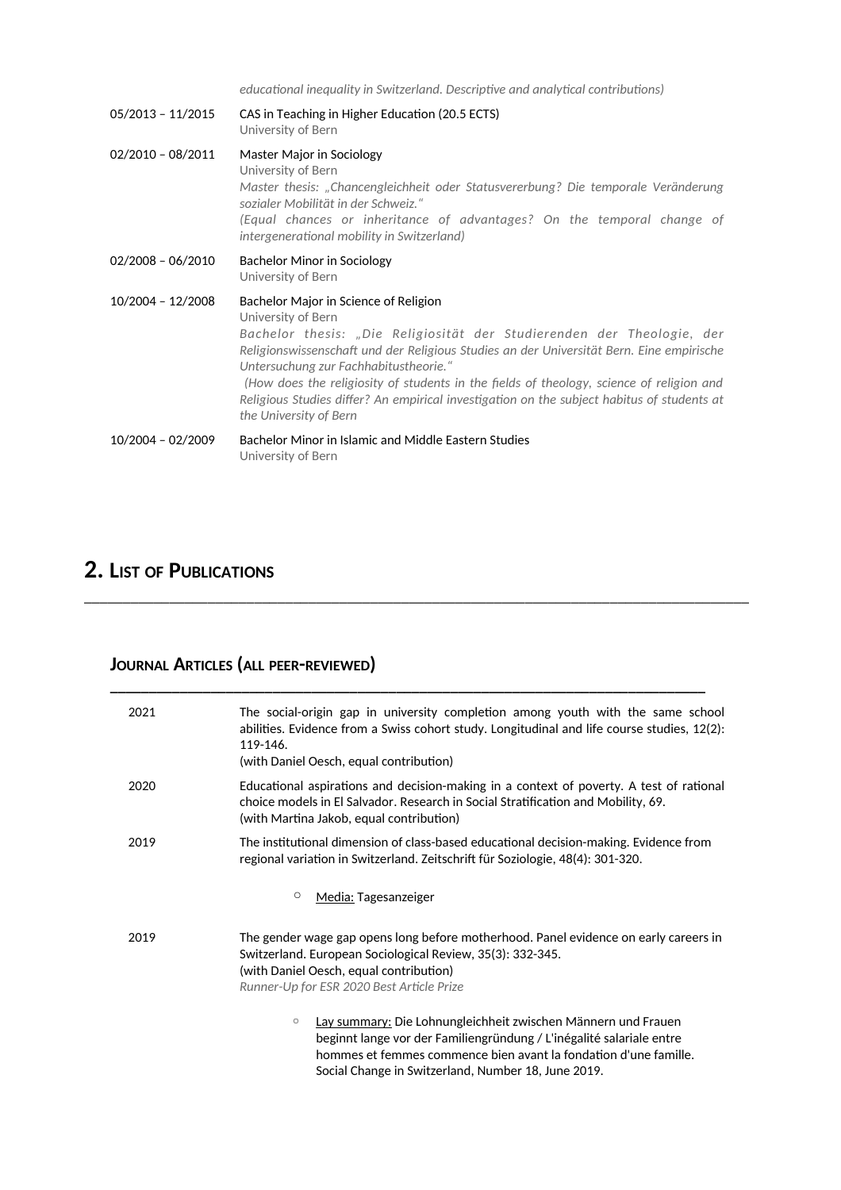*educational inequality in Switzerland. Descriptive and analytical contributions)*

05/2013 – 11/2015 CAS in Teaching in Higher Education (20.5 ECTS)
University of Bern

02/2010 – 08/2011 Master Major in Sociology
University of Bern
*Master thesis: „Chancengleichheit oder Statusvererbung? Die temporale Veränderung sozialer Mobilität in der Schweiz."*
*(Equal chances or inheritance of advantages? On the temporal change of intergenerational mobility in Switzerland)*

02/2008 – 06/2010 Bachelor Minor in Sociology
University of Bern

10/2004 – 12/2008 Bachelor Major in Science of Religion
University of Bern
*Bachelor thesis: „Die Religiosität der Studierenden der Theologie, der Religionswissenschaft und der Religious Studies an der Universität Bern. Eine empirische Untersuchung zur Fachhabitustheorie."*
*(How does the religiosity of students in the fields of theology, science of religion and Religious Studies differ? An empirical investigation on the subject habitus of students at the University of Bern*

10/2004 – 02/2009 Bachelor Minor in Islamic and Middle Eastern Studies
University of Bern

# 2. List of Publications

## Journal Articles (all peer-reviewed)

2021 The social-origin gap in university completion among youth with the same school abilities. Evidence from a Swiss cohort study. Longitudinal and life course studies, 12(2): 119-146.
(with Daniel Oesch, equal contribution)

2020 Educational aspirations and decision-making in a context of poverty. A test of rational choice models in El Salvador. Research in Social Stratification and Mobility, 69.
(with Martina Jakob, equal contribution)

2019 The institutional dimension of class-based educational decision-making. Evidence from regional variation in Switzerland. Zeitschrift für Soziologie, 48(4): 301-320.

- Media: Tagesanzeiger

2019 The gender wage gap opens long before motherhood. Panel evidence on early careers in Switzerland. European Sociological Review, 35(3): 332-345.
(with Daniel Oesch, equal contribution)
*Runner-Up for ESR 2020 Best Article Prize*

- Lay summary: Die Lohnungleichheit zwischen Männern und Frauen beginnt lange vor der Familiengründung / L'inégalité salariale entre hommes et femmes commence bien avant la fondation d'une famille. Social Change in Switzerland, Number 18, June 2019.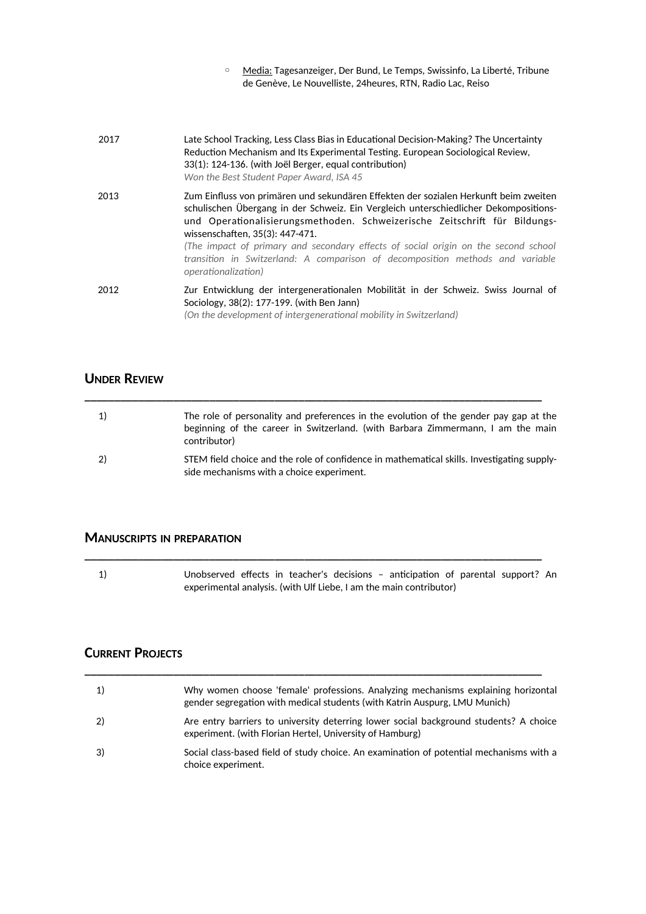- Media: Tagesanzeiger, Der Bund, Le Temps, Swissinfo, La Liberté, Tribune de Genève, Le Nouvelliste, 24heures, RTN, Radio Lac, Reiso

| | |
|---|---|
| 2017 | Late School Tracking, Less Class Bias in Educational Decision-Making? The Uncertainty Reduction Mechanism and Its Experimental Testing. European Sociological Review, 33(1): 124-136. (with Joël Berger, equal contribution) *Won the Best Student Paper Award, ISA 45* |
| 2013 | Zum Einfluss von primären und sekundären Effekten der sozialen Herkunft beim zweiten schulischen Übergang in der Schweiz. Ein Vergleich unterschiedlicher Dekompositions- und Operationalisierungsmethoden. Schweizerische Zeitschrift für Bildungswissenschaften, 35(3): 447-471. *(The impact of primary and secondary effects of social origin on the second school transition in Switzerland: A comparison of decomposition methods and variable operationalization)* |
| 2012 | Zur Entwicklung der intergenerationalen Mobilität in der Schweiz. Swiss Journal of Sociology, 38(2): 177-199. (with Ben Jann) *(On the development of intergenerational mobility in Switzerland)* |

## Under Review

| | |
|---|---|
| 1) | The role of personality and preferences in the evolution of the gender pay gap at the beginning of the career in Switzerland. (with Barbara Zimmermann, I am the main contributor) |
| 2) | STEM field choice and the role of confidence in mathematical skills. Investigating supply-side mechanisms with a choice experiment. |

## Manuscripts in preparation

| | |
|---|---|
| 1) | Unobserved effects in teacher's decisions – anticipation of parental support? An experimental analysis. (with Ulf Liebe, I am the main contributor) |

## Current Projects

| | |
|---|---|
| 1) | Why women choose 'female' professions. Analyzing mechanisms explaining horizontal gender segregation with medical students (with Katrin Auspurg, LMU Munich) |
| 2) | Are entry barriers to university deterring lower social background students? A choice experiment. (with Florian Hertel, University of Hamburg) |
| 3) | Social class-based field of study choice. An examination of potential mechanisms with a choice experiment. |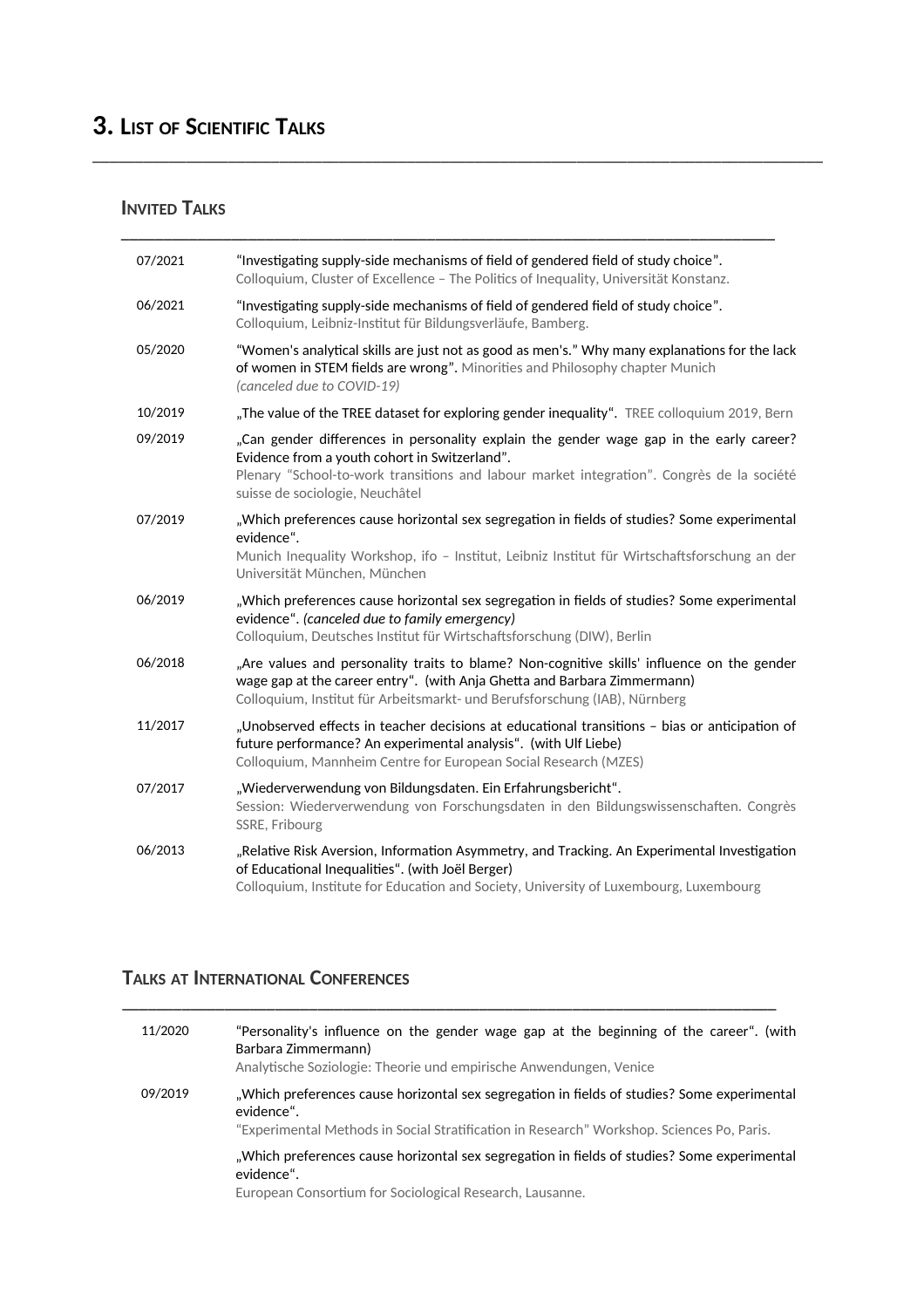# 3. List of Scientific Talks

## Invited Talks

07/2021 “Investigating supply-side mechanisms of field of gendered field of study choice”.
Colloquium, Cluster of Excellence – The Politics of Inequality, Universität Konstanz.

06/2021 “Investigating supply-side mechanisms of field of gendered field of study choice”.
Colloquium, Leibniz-Institut für Bildungsverläufe, Bamberg.

05/2020 “Women's analytical skills are just not as good as men's.” Why many explanations for the lack of women in STEM fields are wrong”. Minorities and Philosophy chapter Munich
*(canceled due to COVID-19)*

10/2019 „The value of the TREE dataset for exploring gender inequality“. TREE colloquium 2019, Bern

09/2019 „Can gender differences in personality explain the gender wage gap in the early career? Evidence from a youth cohort in Switzerland”.
Plenary “School-to-work transitions and labour market integration”. Congrès de la société suisse de sociologie, Neuchâtel

07/2019 „Which preferences cause horizontal sex segregation in fields of studies? Some experimental evidence“.
Munich Inequality Workshop, ifo – Institut, Leibniz Institut für Wirtschaftsforschung an der Universität München, München

06/2019 „Which preferences cause horizontal sex segregation in fields of studies? Some experimental evidence“. *(canceled due to family emergency)*
Colloquium, Deutsches Institut für Wirtschaftsforschung (DIW), Berlin

06/2018 „Are values and personality traits to blame? Non-cognitive skills' influence on the gender wage gap at the career entry“. (with Anja Ghetta and Barbara Zimmermann)
Colloquium, Institut für Arbeitsmarkt- und Berufsforschung (IAB), Nürnberg

11/2017 „Unobserved effects in teacher decisions at educational transitions – bias or anticipation of future performance? An experimental analysis“. (with Ulf Liebe)
Colloquium, Mannheim Centre for European Social Research (MZES)

07/2017 „Wiederverwendung von Bildungsdaten. Ein Erfahrungsbericht“.
Session: Wiederverwendung von Forschungsdaten in den Bildungswissenschaften. Congrès SSRE, Fribourg

06/2013 „Relative Risk Aversion, Information Asymmetry, and Tracking. An Experimental Investigation of Educational Inequalities“. (with Joël Berger)
Colloquium, Institute for Education and Society, University of Luxembourg, Luxembourg

## Talks at International Conferences

11/2020 “Personality's influence on the gender wage gap at the beginning of the career“. (with Barbara Zimmermann)
Analytische Soziologie: Theorie und empirische Anwendungen, Venice

09/2019 „Which preferences cause horizontal sex segregation in fields of studies? Some experimental evidence“.
“Experimental Methods in Social Stratification in Research” Workshop. Sciences Po, Paris.

„Which preferences cause horizontal sex segregation in fields of studies? Some experimental evidence“.
European Consortium for Sociological Research, Lausanne.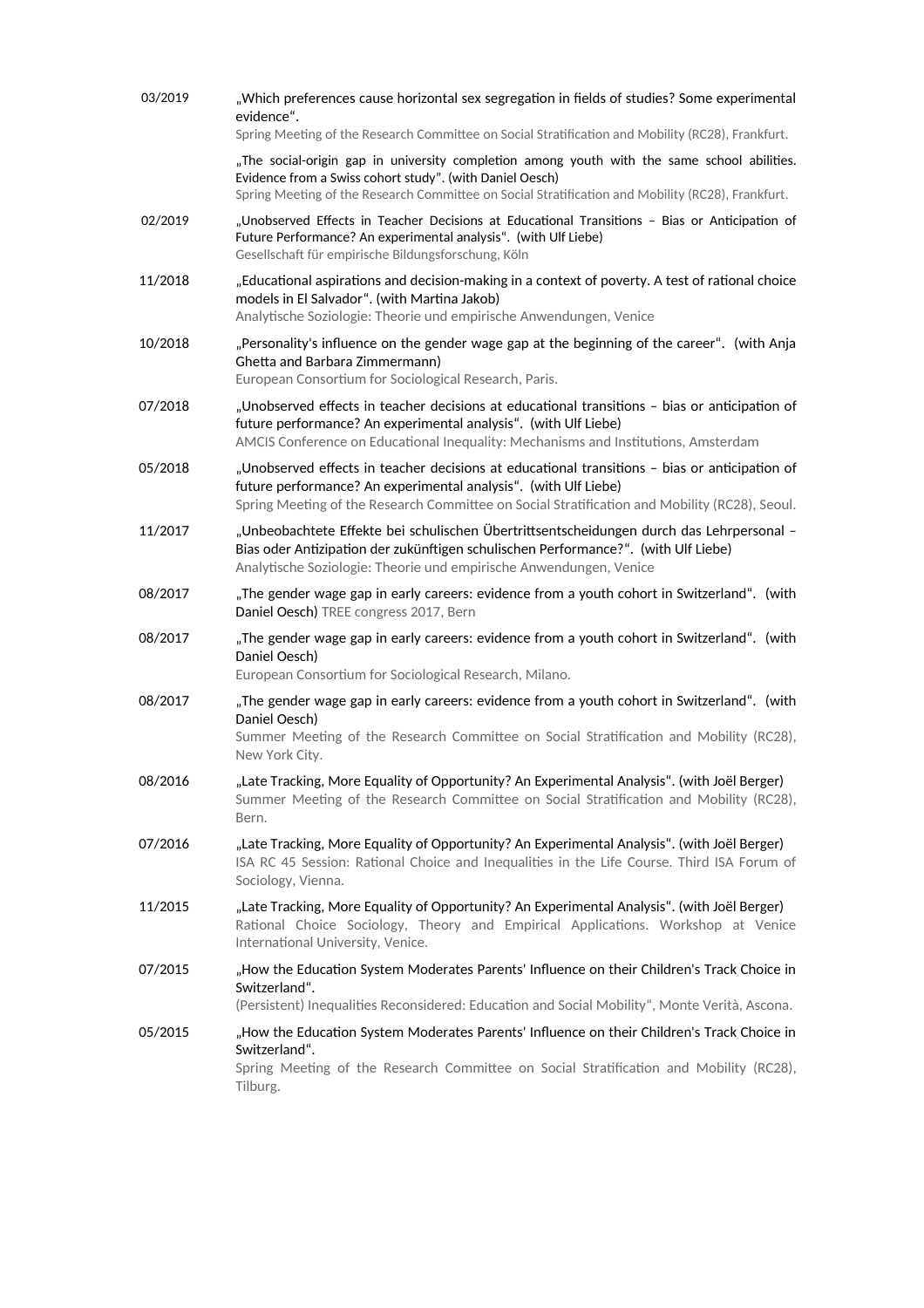03/2019 „Which preferences cause horizontal sex segregation in fields of studies? Some experimental evidence".
Spring Meeting of the Research Committee on Social Stratification and Mobility (RC28), Frankfurt.

„The social-origin gap in university completion among youth with the same school abilities. Evidence from a Swiss cohort study". (with Daniel Oesch)
Spring Meeting of the Research Committee on Social Stratification and Mobility (RC28), Frankfurt.

02/2019 „Unobserved Effects in Teacher Decisions at Educational Transitions – Bias or Anticipation of Future Performance? An experimental analysis". (with Ulf Liebe)
Gesellschaft für empirische Bildungsforschung, Köln

11/2018 „Educational aspirations and decision-making in a context of poverty. A test of rational choice models in El Salvador". (with Martina Jakob)
Analytische Soziologie: Theorie und empirische Anwendungen, Venice

10/2018 „Personality's influence on the gender wage gap at the beginning of the career". (with Anja Ghetta and Barbara Zimmermann)
European Consortium for Sociological Research, Paris.

07/2018 „Unobserved effects in teacher decisions at educational transitions – bias or anticipation of future performance? An experimental analysis". (with Ulf Liebe)
AMCIS Conference on Educational Inequality: Mechanisms and Institutions, Amsterdam

05/2018 „Unobserved effects in teacher decisions at educational transitions – bias or anticipation of future performance? An experimental analysis". (with Ulf Liebe)
Spring Meeting of the Research Committee on Social Stratification and Mobility (RC28), Seoul.

11/2017 „Unbeobachtete Effekte bei schulischen Übertrittsentscheidungen durch das Lehrpersonal – Bias oder Antizipation der zukünftigen schulischen Performance?". (with Ulf Liebe)
Analytische Soziologie: Theorie und empirische Anwendungen, Venice

08/2017 „The gender wage gap in early careers: evidence from a youth cohort in Switzerland". (with Daniel Oesch) TREE congress 2017, Bern

08/2017 „The gender wage gap in early careers: evidence from a youth cohort in Switzerland". (with Daniel Oesch)
European Consortium for Sociological Research, Milano.

08/2017 „The gender wage gap in early careers: evidence from a youth cohort in Switzerland". (with Daniel Oesch)
Summer Meeting of the Research Committee on Social Stratification and Mobility (RC28), New York City.

08/2016 „Late Tracking, More Equality of Opportunity? An Experimental Analysis". (with Joël Berger)
Summer Meeting of the Research Committee on Social Stratification and Mobility (RC28), Bern.

07/2016 „Late Tracking, More Equality of Opportunity? An Experimental Analysis". (with Joël Berger)
ISA RC 45 Session: Rational Choice and Inequalities in the Life Course. Third ISA Forum of Sociology, Vienna.

11/2015 „Late Tracking, More Equality of Opportunity? An Experimental Analysis". (with Joël Berger)
Rational Choice Sociology, Theory and Empirical Applications. Workshop at Venice International University, Venice.

07/2015 „How the Education System Moderates Parents' Influence on their Children's Track Choice in Switzerland".
(Persistent) Inequalities Reconsidered: Education and Social Mobility", Monte Verità, Ascona.

05/2015 „How the Education System Moderates Parents' Influence on their Children's Track Choice in Switzerland".
Spring Meeting of the Research Committee on Social Stratification and Mobility (RC28), Tilburg.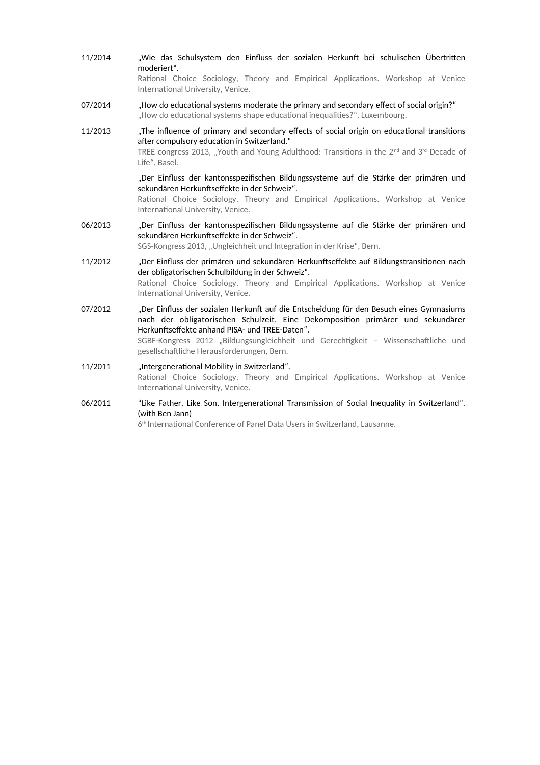11/2014 „Wie das Schulsystem den Einfluss der sozialen Herkunft bei schulischen Übertritten moderiert“.
Rational Choice Sociology, Theory and Empirical Applications. Workshop at Venice International University, Venice.

07/2014 „How do educational systems moderate the primary and secondary effect of social origin?“
„How do educational systems shape educational inequalities?“, Luxembourg.

11/2013 „The influence of primary and secondary effects of social origin on educational transitions after compulsory education in Switzerland.“
TREE congress 2013, „Youth and Young Adulthood: Transitions in the 2nd and 3rd Decade of Life“, Basel.

„Der Einfluss der kantonsspezifischen Bildungssysteme auf die Stärke der primären und sekundären Herkunftseffekte in der Schweiz“.
Rational Choice Sociology, Theory and Empirical Applications. Workshop at Venice International University, Venice.

06/2013 „Der Einfluss der kantonsspezifischen Bildungssysteme auf die Stärke der primären und sekundären Herkunftseffekte in der Schweiz“.
SGS-Kongress 2013, „Ungleichheit und Integration in der Krise“, Bern.

11/2012 „Der Einfluss der primären und sekundären Herkunftseffekte auf Bildungstransitionen nach der obligatorischen Schulbildung in der Schweiz“.
Rational Choice Sociology, Theory and Empirical Applications. Workshop at Venice International University, Venice.

07/2012 „Der Einfluss der sozialen Herkunft auf die Entscheidung für den Besuch eines Gymnasiums nach der obligatorischen Schulzeit. Eine Dekomposition primärer und sekundärer Herkunftseffekte anhand PISA- und TREE-Daten“.
SGBF-Kongress 2012 „Bildungsungleichheit und Gerechtigkeit – Wissenschaftliche und gesellschaftliche Herausforderungen, Bern.

11/2011 „Intergenerational Mobility in Switzerland“.
Rational Choice Sociology, Theory and Empirical Applications. Workshop at Venice International University, Venice.

06/2011 “Like Father, Like Son. Intergenerational Transmission of Social Inequality in Switzerland”. (with Ben Jann)
6th International Conference of Panel Data Users in Switzerland, Lausanne.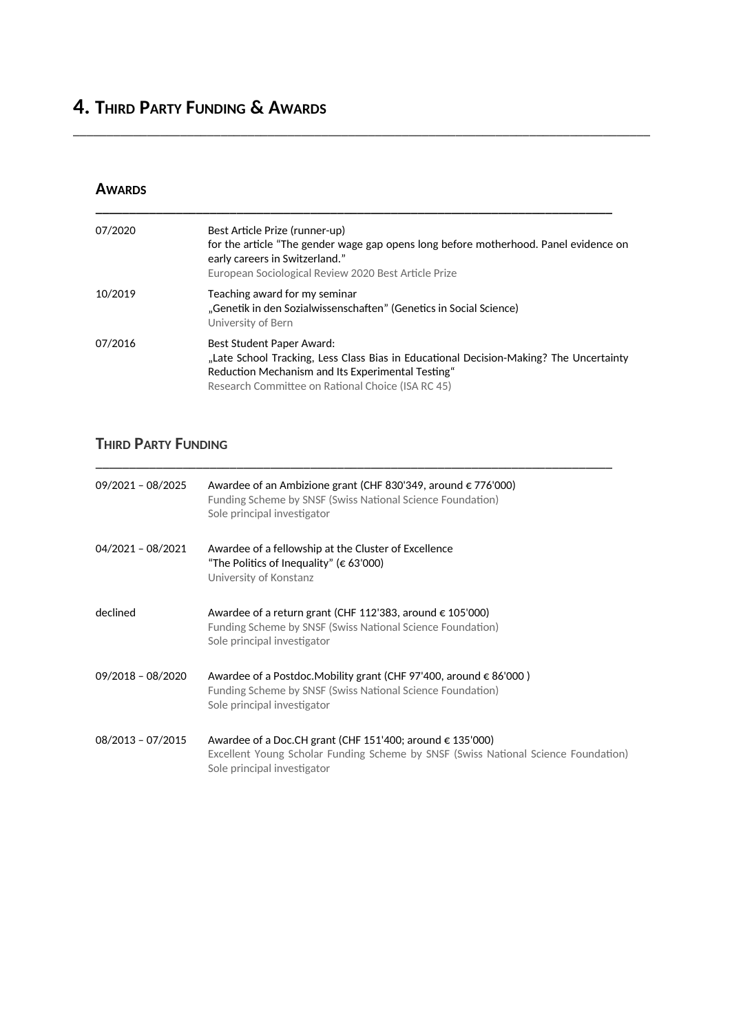# 4. Third Party Funding & Awards

## Awards

| | |
|---|---|
| 07/2020 | Best Article Prize (runner-up)<br>for the article "The gender wage gap opens long before motherhood. Panel evidence on early careers in Switzerland."<br>European Sociological Review 2020 Best Article Prize |
| 10/2019 | Teaching award for my seminar<br>„Genetik in den Sozialwissenschaften" (Genetics in Social Science)<br>University of Bern |
| 07/2016 | Best Student Paper Award:<br>„Late School Tracking, Less Class Bias in Educational Decision-Making? The Uncertainty Reduction Mechanism and Its Experimental Testing"<br>Research Committee on Rational Choice (ISA RC 45) |

## Third Party Funding

| | |
|---|---|
| 09/2021 – 08/2025 | Awardee of an Ambizione grant (CHF 830'349, around € 776'000)<br>Funding Scheme by SNSF (Swiss National Science Foundation)<br>Sole principal investigator |
| 04/2021 – 08/2021 | Awardee of a fellowship at the Cluster of Excellence<br>"The Politics of Inequality" (€ 63'000)<br>University of Konstanz |
| declined | Awardee of a return grant (CHF 112'383, around € 105'000)<br>Funding Scheme by SNSF (Swiss National Science Foundation)<br>Sole principal investigator |
| 09/2018 – 08/2020 | Awardee of a Postdoc.Mobility grant (CHF 97'400, around € 86'000 )<br>Funding Scheme by SNSF (Swiss National Science Foundation)<br>Sole principal investigator |
| 08/2013 – 07/2015 | Awardee of a Doc.CH grant (CHF 151'400; around € 135'000)<br>Excellent Young Scholar Funding Scheme by SNSF (Swiss National Science Foundation)<br>Sole principal investigator |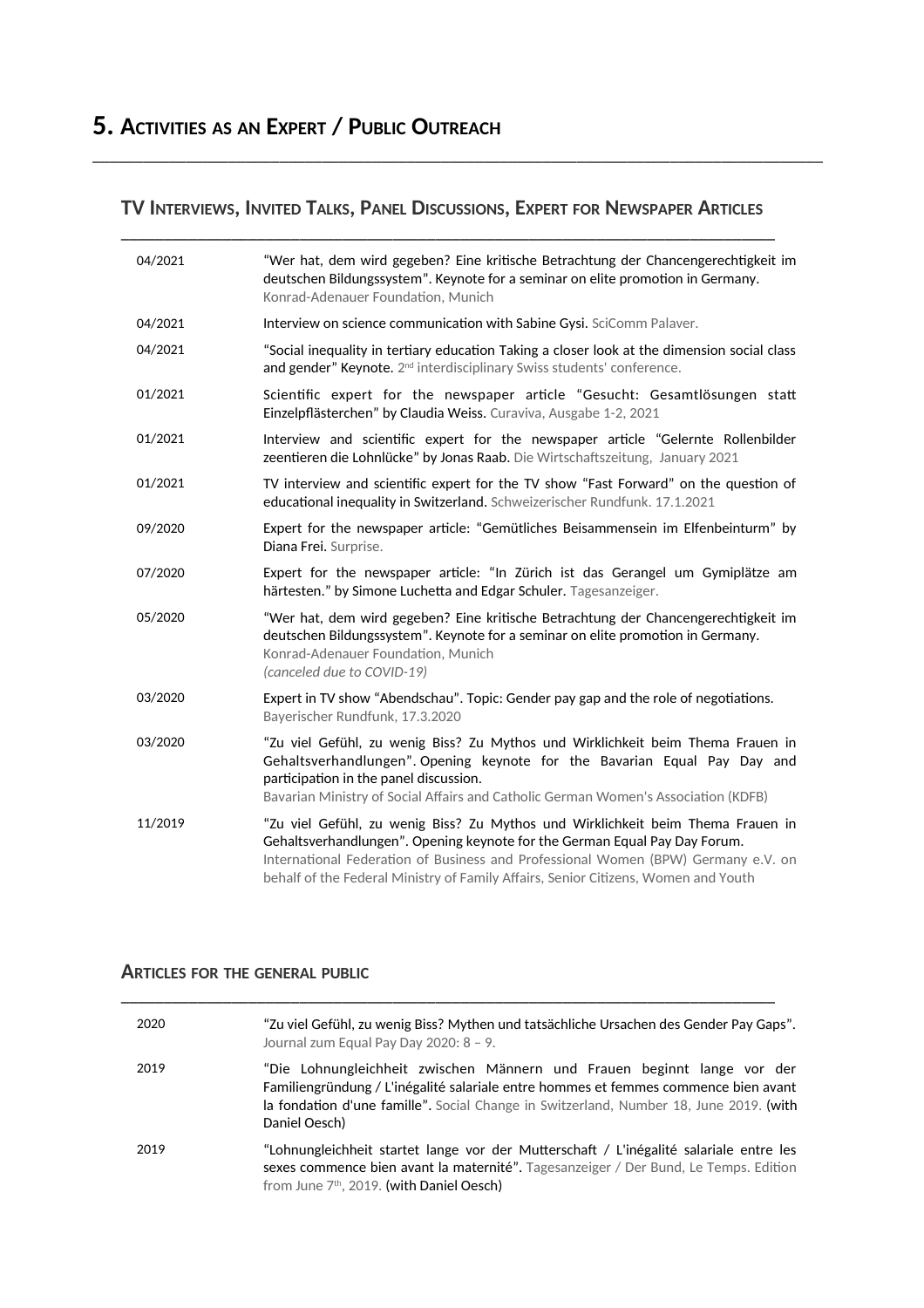# 5. Activities as an Expert / Public Outreach

## TV Interviews, Invited Talks, Panel Discussions, Expert for Newspaper Articles

| | |
|---|---|
| 04/2021 | "Wer hat, dem wird gegeben? Eine kritische Betrachtung der Chancengerechtigkeit im deutschen Bildungssystem". Keynote for a seminar on elite promotion in Germany. Konrad-Adenauer Foundation, Munich |
| 04/2021 | Interview on science communication with Sabine Gysi. SciComm Palaver. |
| 04/2021 | "Social inequality in tertiary education Taking a closer look at the dimension social class and gender" Keynote. 2nd interdisciplinary Swiss students' conference. |
| 01/2021 | Scientific expert for the newspaper article "Gesucht: Gesamtlösungen statt Einzelpflästerchen" by Claudia Weiss. Curaviva, Ausgabe 1-2, 2021 |
| 01/2021 | Interview and scientific expert for the newspaper article "Gelernte Rollenbilder zeentieren die Lohnlücke" by Jonas Raab. Die Wirtschaftszeitung, January 2021 |
| 01/2021 | TV interview and scientific expert for the TV show "Fast Forward" on the question of educational inequality in Switzerland. Schweizerischer Rundfunk. 17.1.2021 |
| 09/2020 | Expert for the newspaper article: "Gemütliches Beisammensein im Elfenbeinturm" by Diana Frei. Surprise. |
| 07/2020 | Expert for the newspaper article: "In Zürich ist das Gerangel um Gymiplätze am härtesten." by Simone Luchetta and Edgar Schuler. Tagesanzeiger. |
| 05/2020 | "Wer hat, dem wird gegeben? Eine kritische Betrachtung der Chancengerechtigkeit im deutschen Bildungssystem". Keynote for a seminar on elite promotion in Germany. Konrad-Adenauer Foundation, Munich *(canceled due to COVID-19)* |
| 03/2020 | Expert in TV show "Abendschau". Topic: Gender pay gap and the role of negotiations. Bayerischer Rundfunk, 17.3.2020 |
| 03/2020 | "Zu viel Gefühl, zu wenig Biss? Zu Mythos und Wirklichkeit beim Thema Frauen in Gehaltsverhandlungen". Opening keynote for the Bavarian Equal Pay Day and participation in the panel discussion. Bavarian Ministry of Social Affairs and Catholic German Women's Association (KDFB) |
| 11/2019 | "Zu viel Gefühl, zu wenig Biss? Zu Mythos und Wirklichkeit beim Thema Frauen in Gehaltsverhandlungen". Opening keynote for the German Equal Pay Day Forum. International Federation of Business and Professional Women (BPW) Germany e.V. on behalf of the Federal Ministry of Family Affairs, Senior Citizens, Women and Youth |

## Articles for the general public

| | |
|---|---|
| 2020 | "Zu viel Gefühl, zu wenig Biss? Mythen und tatsächliche Ursachen des Gender Pay Gaps". Journal zum Equal Pay Day 2020: 8 – 9. |
| 2019 | "Die Lohnungleichheit zwischen Männern und Frauen beginnt lange vor der Familiengründung / L'inégalité salariale entre hommes et femmes commence bien avant la fondation d'une famille". Social Change in Switzerland, Number 18, June 2019. (with Daniel Oesch) |
| 2019 | "Lohnungleichheit startet lange vor der Mutterschaft / L'inégalité salariale entre les sexes commence bien avant la maternité". Tagesanzeiger / Der Bund, Le Temps. Edition from June 7th, 2019. (with Daniel Oesch) |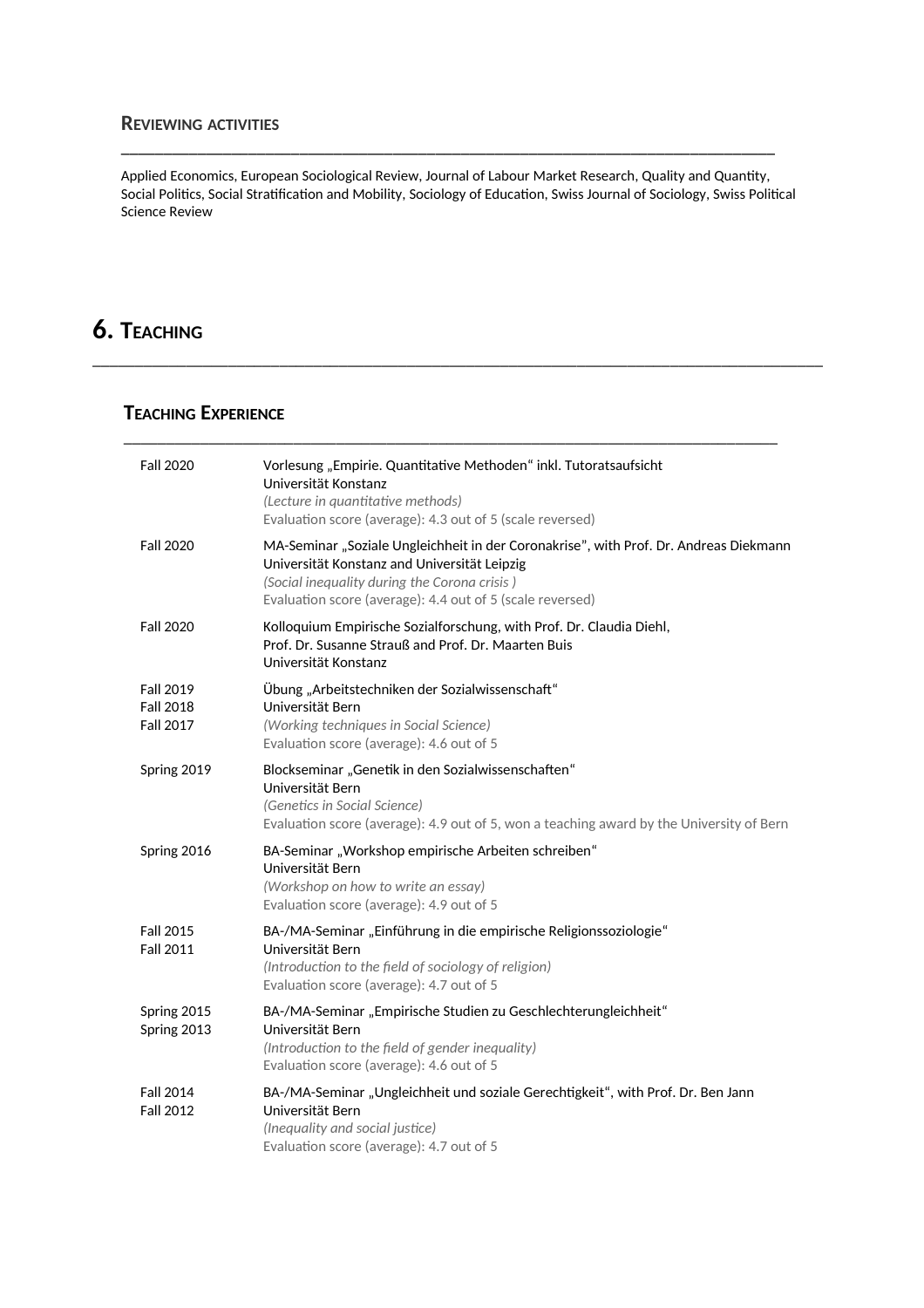### Reviewing activities

Applied Economics, European Sociological Review, Journal of Labour Market Research, Quality and Quantity, Social Politics, Social Stratification and Mobility, Sociology of Education, Swiss Journal of Sociology, Swiss Political Science Review

## 6. Teaching

### Teaching Experience

| | |
|---|---|
| Fall 2020 | Vorlesung „Empirie. Quantitative Methoden“ inkl. Tutoratsaufsicht<br>Universität Konstanz<br>*(Lecture in quantitative methods)*<br>Evaluation score (average): 4.3 out of 5 (scale reversed) |
| Fall 2020 | MA-Seminar „Soziale Ungleichheit in der Coronakrise”, with Prof. Dr. Andreas Diekmann<br>Universität Konstanz and Universität Leipzig<br>*(Social inequality during the Corona crisis )*<br>Evaluation score (average): 4.4 out of 5 (scale reversed) |
| Fall 2020 | Kolloquium Empirische Sozialforschung, with Prof. Dr. Claudia Diehl, Prof. Dr. Susanne Strauß and Prof. Dr. Maarten Buis<br>Universität Konstanz |
| Fall 2019<br>Fall 2018<br>Fall 2017 | Übung „Arbeitstechniken der Sozialwissenschaft“<br>Universität Bern<br>*(Working techniques in Social Science)*<br>Evaluation score (average): 4.6 out of 5 |
| Spring 2019 | Blockseminar „Genetik in den Sozialwissenschaften“<br>Universität Bern<br>*(Genetics in Social Science)*<br>Evaluation score (average): 4.9 out of 5, won a teaching award by the University of Bern |
| Spring 2016 | BA-Seminar „Workshop empirische Arbeiten schreiben“<br>Universität Bern<br>*(Workshop on how to write an essay)*<br>Evaluation score (average): 4.9 out of 5 |
| Fall 2015<br>Fall 2011 | BA-/MA-Seminar „Einführung in die empirische Religionssoziologie“<br>Universität Bern<br>*(Introduction to the field of sociology of religion)*<br>Evaluation score (average): 4.7 out of 5 |
| Spring 2015<br>Spring 2013 | BA-/MA-Seminar „Empirische Studien zu Geschlechterungleichheit“<br>Universität Bern<br>*(Introduction to the field of gender inequality)*<br>Evaluation score (average): 4.6 out of 5 |
| Fall 2014<br>Fall 2012 | BA-/MA-Seminar „Ungleichheit und soziale Gerechtigkeit“, with Prof. Dr. Ben Jann<br>Universität Bern<br>*(Inequality and social justice)*<br>Evaluation score (average): 4.7 out of 5 |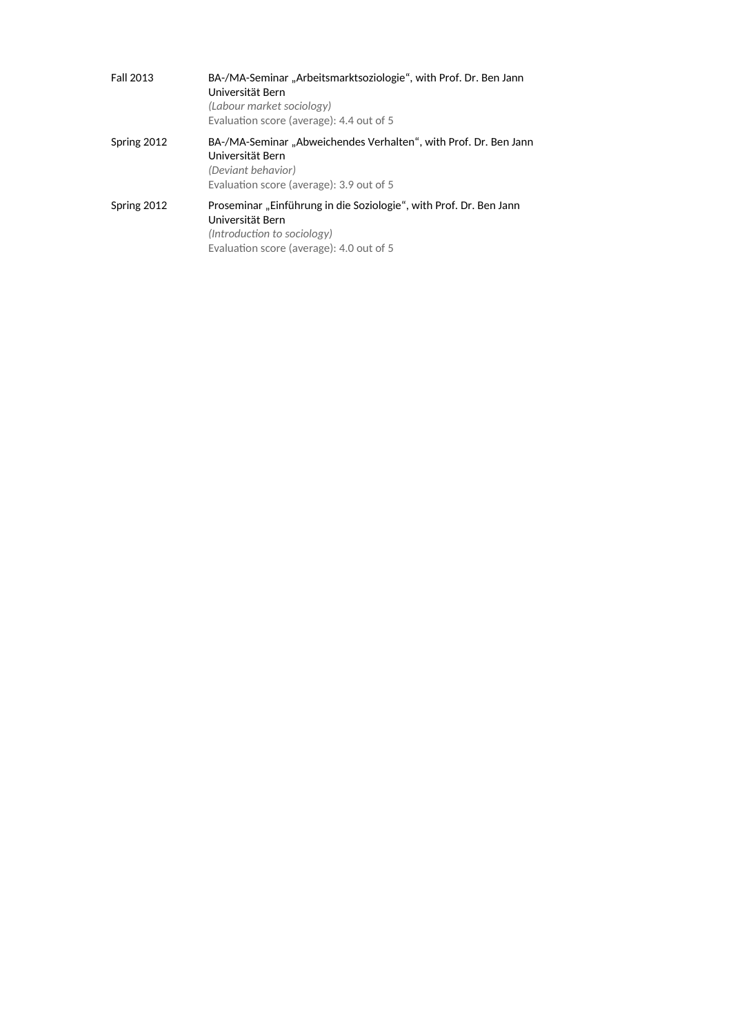Fall 2013 BA-/MA-Seminar „Arbeitsmarktsoziologie", with Prof. Dr. Ben Jann
Universität Bern
*(Labour market sociology)*
Evaluation score (average): 4.4 out of 5

Spring 2012 BA-/MA-Seminar „Abweichendes Verhalten", with Prof. Dr. Ben Jann
Universität Bern
*(Deviant behavior)*
Evaluation score (average): 3.9 out of 5

Spring 2012 Proseminar „Einführung in die Soziologie", with Prof. Dr. Ben Jann
Universität Bern
*(Introduction to sociology)*
Evaluation score (average): 4.0 out of 5